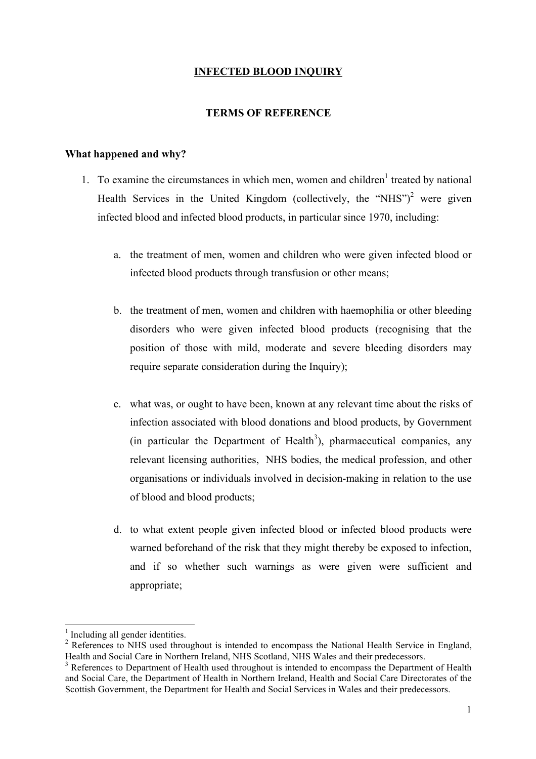# INFECTED BLOOD INQUIRY

## TERMS OF REFERENCE

### What happened and why?

1. To examine the circumstances in which men, women and children[1] treated by national Health Services in the United Kingdom (collectively, the "NHS")[2] were given infected blood and infected blood products, in particular since 1970, including:

   a. the treatment of men, women and children who were given infected blood or infected blood products through transfusion or other means;

   b. the treatment of men, women and children with haemophilia or other bleeding disorders who were given infected blood products (recognising that the position of those with mild, moderate and severe bleeding disorders may require separate consideration during the Inquiry);

   c. what was, or ought to have been, known at any relevant time about the risks of infection associated with blood donations and blood products, by Government (in particular the Department of Health[3]), pharmaceutical companies, any relevant licensing authorities, NHS bodies, the medical profession, and other organisations or individuals involved in decision-making in relation to the use of blood and blood products;

   d. to what extent people given infected blood or infected blood products were warned beforehand of the risk that they might thereby be exposed to infection, and if so whether such warnings as were given were sufficient and appropriate;

---

[1] Including all gender identities.

[2] References to NHS used throughout is intended to encompass the National Health Service in England, Health and Social Care in Northern Ireland, NHS Scotland, NHS Wales and their predecessors.

[3] References to Department of Health used throughout is intended to encompass the Department of Health and Social Care, the Department of Health in Northern Ireland, Health and Social Care Directorates of the Scottish Government, the Department for Health and Social Services in Wales and their predecessors.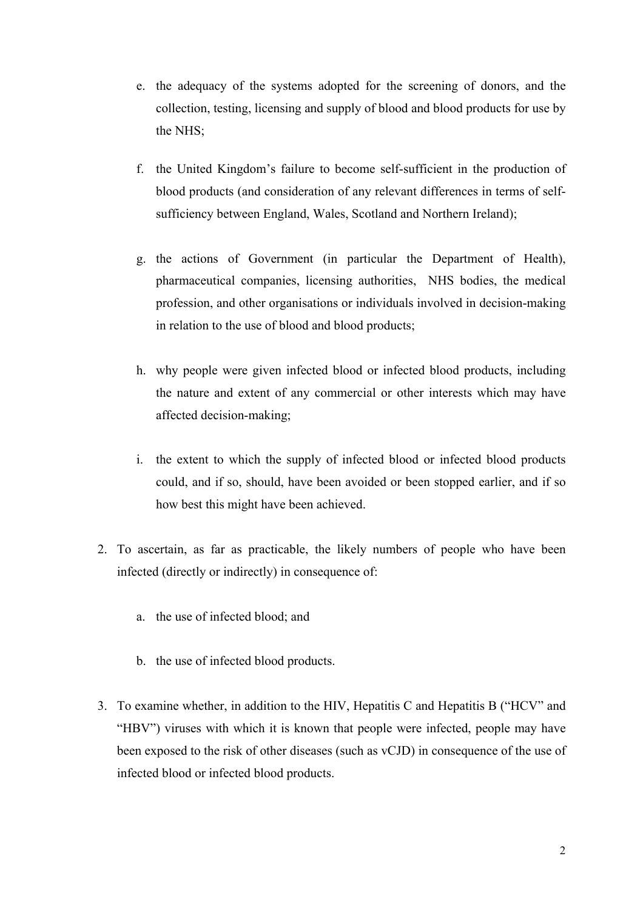e. the adequacy of the systems adopted for the screening of donors, and the collection, testing, licensing and supply of blood and blood products for use by the NHS;

f. the United Kingdom's failure to become self-sufficient in the production of blood products (and consideration of any relevant differences in terms of self-sufficiency between England, Wales, Scotland and Northern Ireland);

g. the actions of Government (in particular the Department of Health), pharmaceutical companies, licensing authorities, NHS bodies, the medical profession, and other organisations or individuals involved in decision-making in relation to the use of blood and blood products;

h. why people were given infected blood or infected blood products, including the nature and extent of any commercial or other interests which may have affected decision-making;

i. the extent to which the supply of infected blood or infected blood products could, and if so, should, have been avoided or been stopped earlier, and if so how best this might have been achieved.

2. To ascertain, as far as practicable, the likely numbers of people who have been infected (directly or indirectly) in consequence of:

   a. the use of infected blood; and

   b. the use of infected blood products.

3. To examine whether, in addition to the HIV, Hepatitis C and Hepatitis B ("HCV" and "HBV") viruses with which it is known that people were infected, people may have been exposed to the risk of other diseases (such as vCJD) in consequence of the use of infected blood or infected blood products.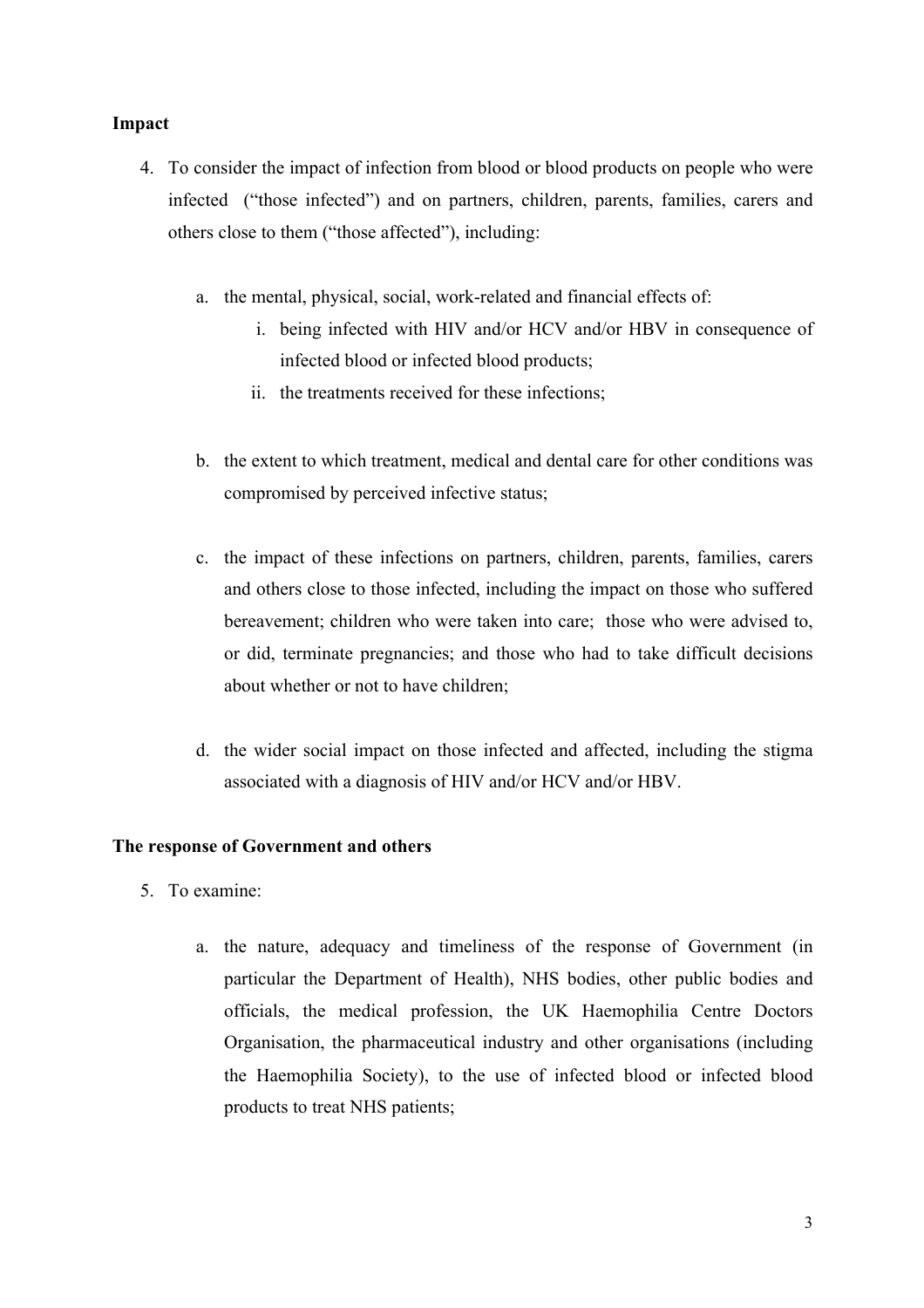**Impact**

4. To consider the impact of infection from blood or blood products on people who were infected ("those infected") and on partners, children, parents, families, carers and others close to them ("those affected"), including:

   a. the mental, physical, social, work-related and financial effects of:
      i. being infected with HIV and/or HCV and/or HBV in consequence of infected blood or infected blood products;
      ii. the treatments received for these infections;

   b. the extent to which treatment, medical and dental care for other conditions was compromised by perceived infective status;

   c. the impact of these infections on partners, children, parents, families, carers and others close to those infected, including the impact on those who suffered bereavement; children who were taken into care; those who were advised to, or did, terminate pregnancies; and those who had to take difficult decisions about whether or not to have children;

   d. the wider social impact on those infected and affected, including the stigma associated with a diagnosis of HIV and/or HCV and/or HBV.

**The response of Government and others**

5. To examine:

   a. the nature, adequacy and timeliness of the response of Government (in particular the Department of Health), NHS bodies, other public bodies and officials, the medical profession, the UK Haemophilia Centre Doctors Organisation, the pharmaceutical industry and other organisations (including the Haemophilia Society), to the use of infected blood or infected blood products to treat NHS patients;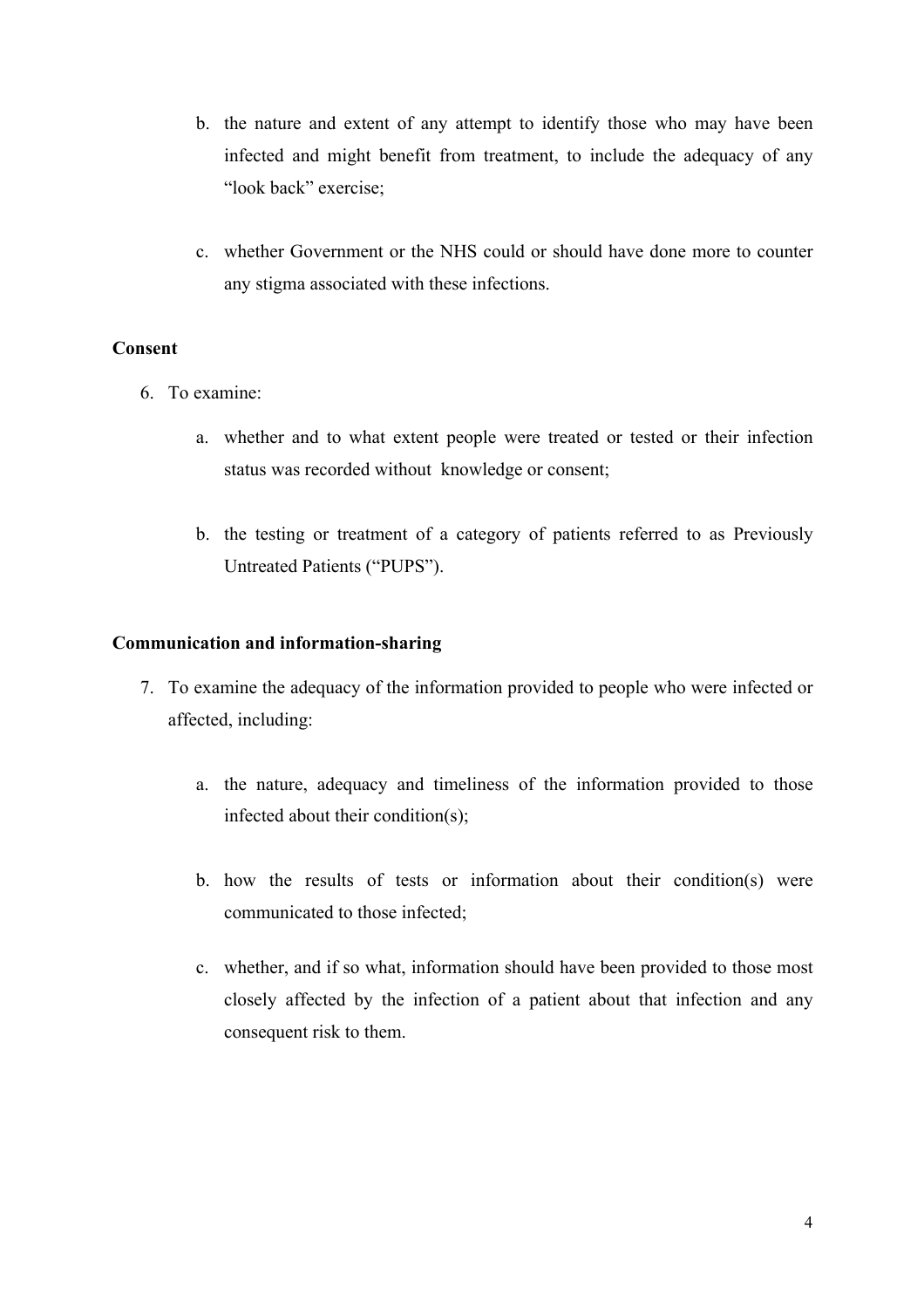b. the nature and extent of any attempt to identify those who may have been infected and might benefit from treatment, to include the adequacy of any "look back" exercise;

c. whether Government or the NHS could or should have done more to counter any stigma associated with these infections.

**Consent**

6. To examine:

   a. whether and to what extent people were treated or tested or their infection status was recorded without knowledge or consent;

   b. the testing or treatment of a category of patients referred to as Previously Untreated Patients ("PUPS").

**Communication and information-sharing**

7. To examine the adequacy of the information provided to people who were infected or affected, including:

   a. the nature, adequacy and timeliness of the information provided to those infected about their condition(s);

   b. how the results of tests or information about their condition(s) were communicated to those infected;

   c. whether, and if so what, information should have been provided to those most closely affected by the infection of a patient about that infection and any consequent risk to them.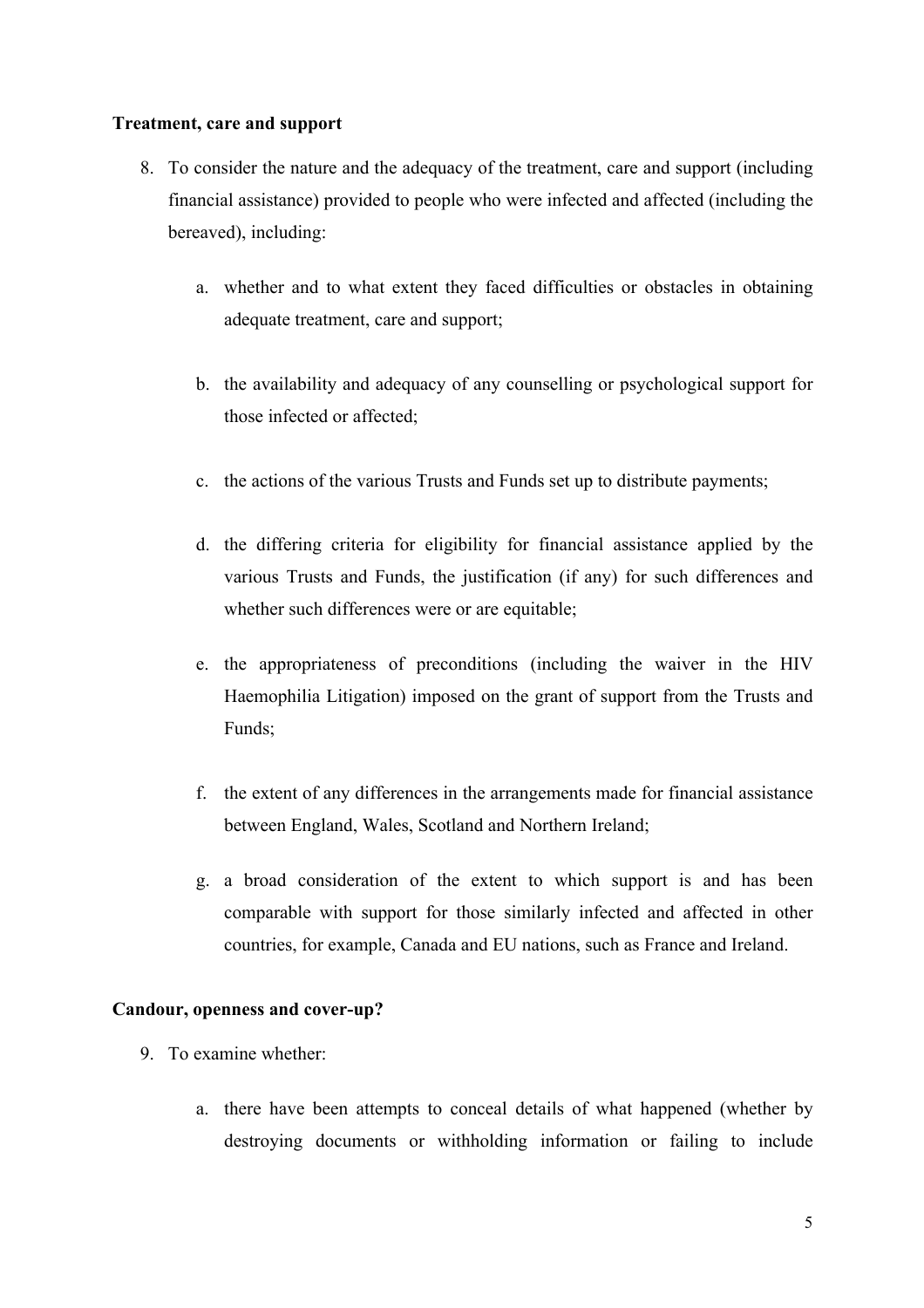**Treatment, care and support**

8. To consider the nature and the adequacy of the treatment, care and support (including financial assistance) provided to people who were infected and affected (including the bereaved), including:

    a. whether and to what extent they faced difficulties or obstacles in obtaining adequate treatment, care and support;

    b. the availability and adequacy of any counselling or psychological support for those infected or affected;

    c. the actions of the various Trusts and Funds set up to distribute payments;

    d. the differing criteria for eligibility for financial assistance applied by the various Trusts and Funds, the justification (if any) for such differences and whether such differences were or are equitable;

    e. the appropriateness of preconditions (including the waiver in the HIV Haemophilia Litigation) imposed on the grant of support from the Trusts and Funds;

    f. the extent of any differences in the arrangements made for financial assistance between England, Wales, Scotland and Northern Ireland;

    g. a broad consideration of the extent to which support is and has been comparable with support for those similarly infected and affected in other countries, for example, Canada and EU nations, such as France and Ireland.

**Candour, openness and cover-up?**

9. To examine whether:

    a. there have been attempts to conceal details of what happened (whether by destroying documents or withholding information or failing to include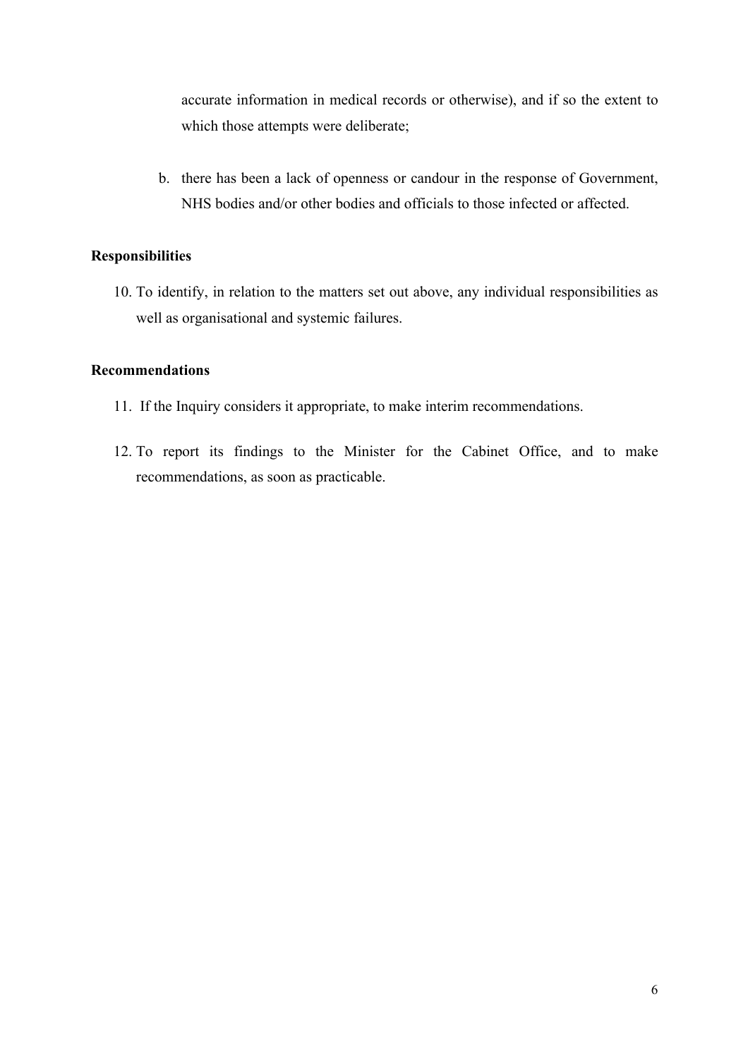accurate information in medical records or otherwise), and if so the extent to which those attempts were deliberate;

b. there has been a lack of openness or candour in the response of Government, NHS bodies and/or other bodies and officials to those infected or affected.

**Responsibilities**

10. To identify, in relation to the matters set out above, any individual responsibilities as well as organisational and systemic failures.

**Recommendations**

11. If the Inquiry considers it appropriate, to make interim recommendations.

12. To report its findings to the Minister for the Cabinet Office, and to make recommendations, as soon as practicable.